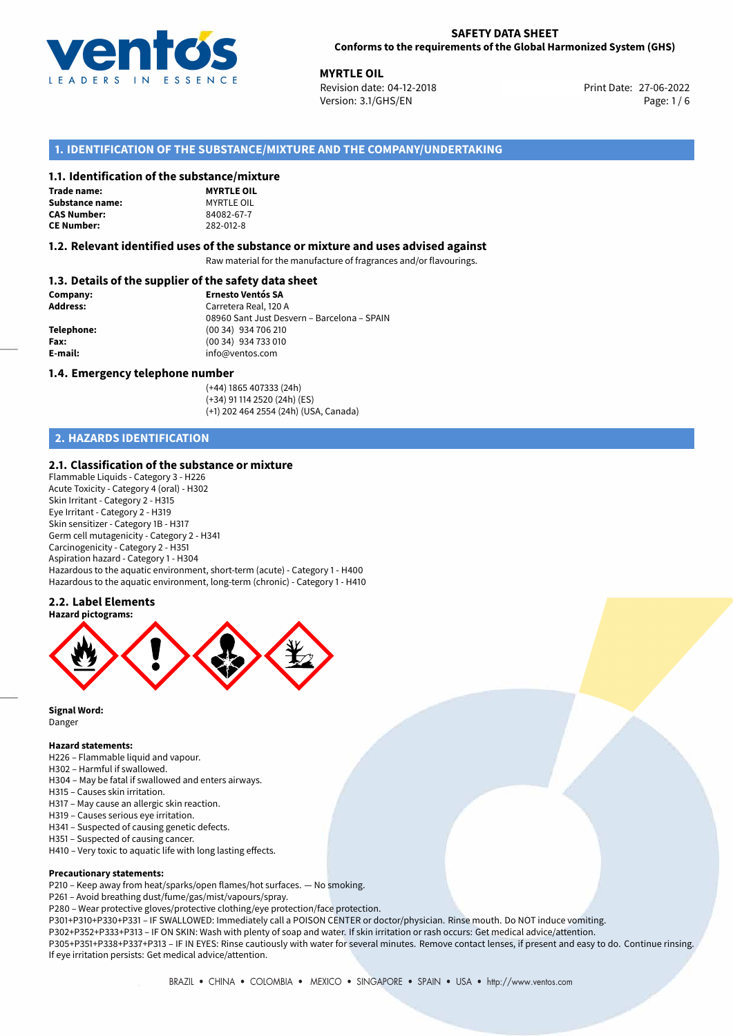**SAFETY DATA SHEET**
**Conforms to the requirements of the Global Harmonized System (GHS)**

**MYRTLE OIL**
Revision date: 04-12-2018
Version: 3.1/GHS/EN
Print Date: 27-06-2022

## 1. IDENTIFICATION OF THE SUBSTANCE/MIXTURE AND THE COMPANY/UNDERTAKING

### 1.1. Identification of the substance/mixture

**Trade name:** **MYRTLE OIL**
**Substance name:** MYRTLE OIL
**CAS Number:** 84082-67-7
**CE Number:** 282-012-8

### 1.2. Relevant identified uses of the substance or mixture and uses advised against

Raw material for the manufacture of fragrances and/or flavourings.

### 1.3. Details of the supplier of the safety data sheet

**Company:** **Ernesto Ventós SA**
**Address:** Carretera Real, 120 A
08960 Sant Just Desvern – Barcelona – SPAIN
**Telephone:** (00 34) 934 706 210
**Fax:** (00 34) 934 733 010
**E-mail:** info@ventos.com

### 1.4. Emergency telephone number

(+44) 1865 407333 (24h)
(+34) 91 114 2520 (24h) (ES)
(+1) 202 464 2554 (24h) (USA, Canada)

## 2. HAZARDS IDENTIFICATION

### 2.1. Classification of the substance or mixture

Flammable Liquids - Category 3 - H226
Acute Toxicity - Category 4 (oral) - H302
Skin Irritant - Category 2 - H315
Eye Irritant - Category 2 - H319
Skin sensitizer - Category 1B - H317
Germ cell mutagenicity - Category 2 - H341
Carcinogenicity - Category 2 - H351
Aspiration hazard - Category 1 - H304
Hazardous to the aquatic environment, short-term (acute) - Category 1 - H400
Hazardous to the aquatic environment, long-term (chronic) - Category 1 - H410

### 2.2. Label Elements

**Hazard pictograms:**

**Signal Word:**
Danger

**Hazard statements:**
H226 – Flammable liquid and vapour.
H302 – Harmful if swallowed.
H304 – May be fatal if swallowed and enters airways.
H315 – Causes skin irritation.
H317 – May cause an allergic skin reaction.
H319 – Causes serious eye irritation.
H341 – Suspected of causing genetic defects.
H351 – Suspected of causing cancer.
H410 – Very toxic to aquatic life with long lasting effects.

**Precautionary statements:**
P210 – Keep away from heat/sparks/open flames/hot surfaces. — No smoking.
P261 – Avoid breathing dust/fume/gas/mist/vapours/spray.
P280 – Wear protective gloves/protective clothing/eye protection/face protection.
P301+P310+P330+P331 – IF SWALLOWED: Immediately call a POISON CENTER or doctor/physician. Rinse mouth. Do NOT induce vomiting.
P302+P352+P333+P313 – IF ON SKIN: Wash with plenty of soap and water. If skin irritation or rash occurs: Get medical advice/attention.
P305+P351+P338+P337+P313 – IF IN EYES: Rinse cautiously with water for several minutes. Remove contact lenses, if present and easy to do. Continue rinsing. If eye irritation persists: Get medical advice/attention.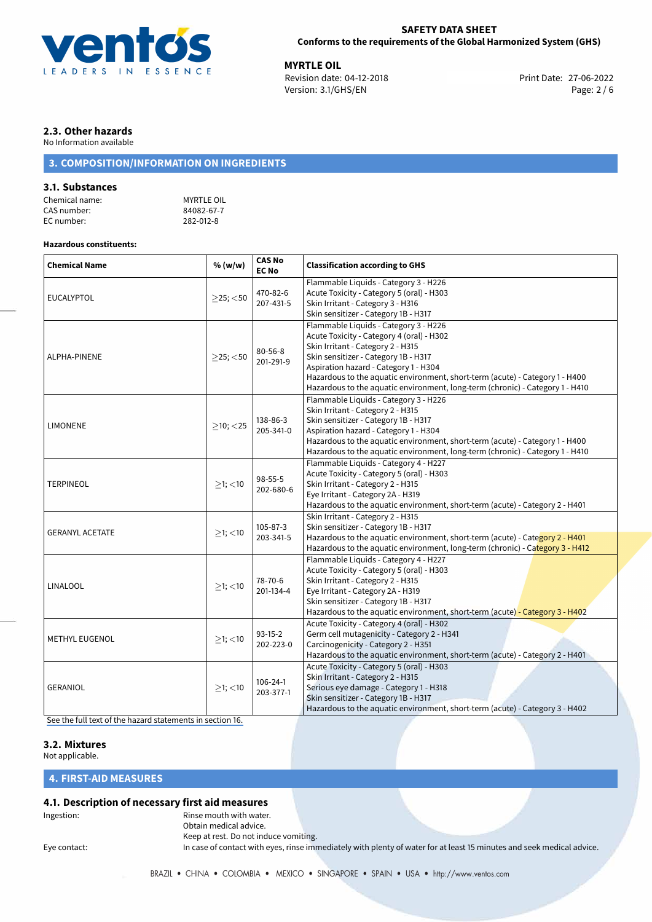### 2.3. Other hazards

No Information available

## 3. COMPOSITION/INFORMATION ON INGREDIENTS

### 3.1. Substances

Chemical name: MYRTLE OIL
CAS number: 84082-67-7
EC number: 282-012-8

**Hazardous constituents:**

| Chemical Name | % (w/w) | CAS No EC No | Classification according to GHS |
|---|---|---|---|
| EUCALYPTOL | ≥25; <50 | 470-82-6 207-431-5 | Flammable Liquids - Category 3 - H226<br>Acute Toxicity - Category 5 (oral) - H303<br>Skin Irritant - Category 3 - H316<br>Skin sensitizer - Category 1B - H317 |
| ALPHA-PINENE | ≥25; <50 | 80-56-8 201-291-9 | Flammable Liquids - Category 3 - H226<br>Acute Toxicity - Category 4 (oral) - H302<br>Skin Irritant - Category 2 - H315<br>Skin sensitizer - Category 1B - H317<br>Aspiration hazard - Category 1 - H304<br>Hazardous to the aquatic environment, short-term (acute) - Category 1 - H400<br>Hazardous to the aquatic environment, long-term (chronic) - Category 1 - H410 |
| LIMONENE | ≥10; <25 | 138-86-3 205-341-0 | Flammable Liquids - Category 3 - H226<br>Skin Irritant - Category 2 - H315<br>Skin sensitizer - Category 1B - H317<br>Aspiration hazard - Category 1 - H304<br>Hazardous to the aquatic environment, short-term (acute) - Category 1 - H400<br>Hazardous to the aquatic environment, long-term (chronic) - Category 1 - H410 |
| TERPINEOL | ≥1; <10 | 98-55-5 202-680-6 | Flammable Liquids - Category 4 - H227<br>Acute Toxicity - Category 5 (oral) - H303<br>Skin Irritant - Category 2 - H315<br>Eye Irritant - Category 2A - H319<br>Hazardous to the aquatic environment, short-term (acute) - Category 2 - H401 |
| GERANYL ACETATE | ≥1; <10 | 105-87-3 203-341-5 | Skin Irritant - Category 2 - H315<br>Skin sensitizer - Category 1B - H317<br>Hazardous to the aquatic environment, short-term (acute) - Category 2 - H401<br>Hazardous to the aquatic environment, long-term (chronic) - Category 3 - H412 |
| LINALOOL | ≥1; <10 | 78-70-6 201-134-4 | Flammable Liquids - Category 4 - H227<br>Acute Toxicity - Category 5 (oral) - H303<br>Skin Irritant - Category 2 - H315<br>Eye Irritant - Category 2A - H319<br>Skin sensitizer - Category 1B - H317<br>Hazardous to the aquatic environment, short-term (acute) - Category 3 - H402 |
| METHYL EUGENOL | ≥1; <10 | 93-15-2 202-223-0 | Acute Toxicity - Category 4 (oral) - H302<br>Germ cell mutagenicity - Category 2 - H341<br>Carcinogenicity - Category 2 - H351<br>Hazardous to the aquatic environment, short-term (acute) - Category 2 - H401 |
| GERANIOL | ≥1; <10 | 106-24-1 203-377-1 | Acute Toxicity - Category 5 (oral) - H303<br>Skin Irritant - Category 2 - H315<br>Serious eye damage - Category 1 - H318<br>Skin sensitizer - Category 1B - H317<br>Hazardous to the aquatic environment, short-term (acute) - Category 3 - H402 |

See the full text of the hazard statements in section 16.

### 3.2. Mixtures

Not applicable.

## 4. FIRST-AID MEASURES

### 4.1. Description of necessary first aid measures

Ingestion: Rinse mouth with water.
Obtain medical advice.
Keep at rest. Do not induce vomiting.

Eye contact: In case of contact with eyes, rinse immediately with plenty of water for at least 15 minutes and seek medical advice.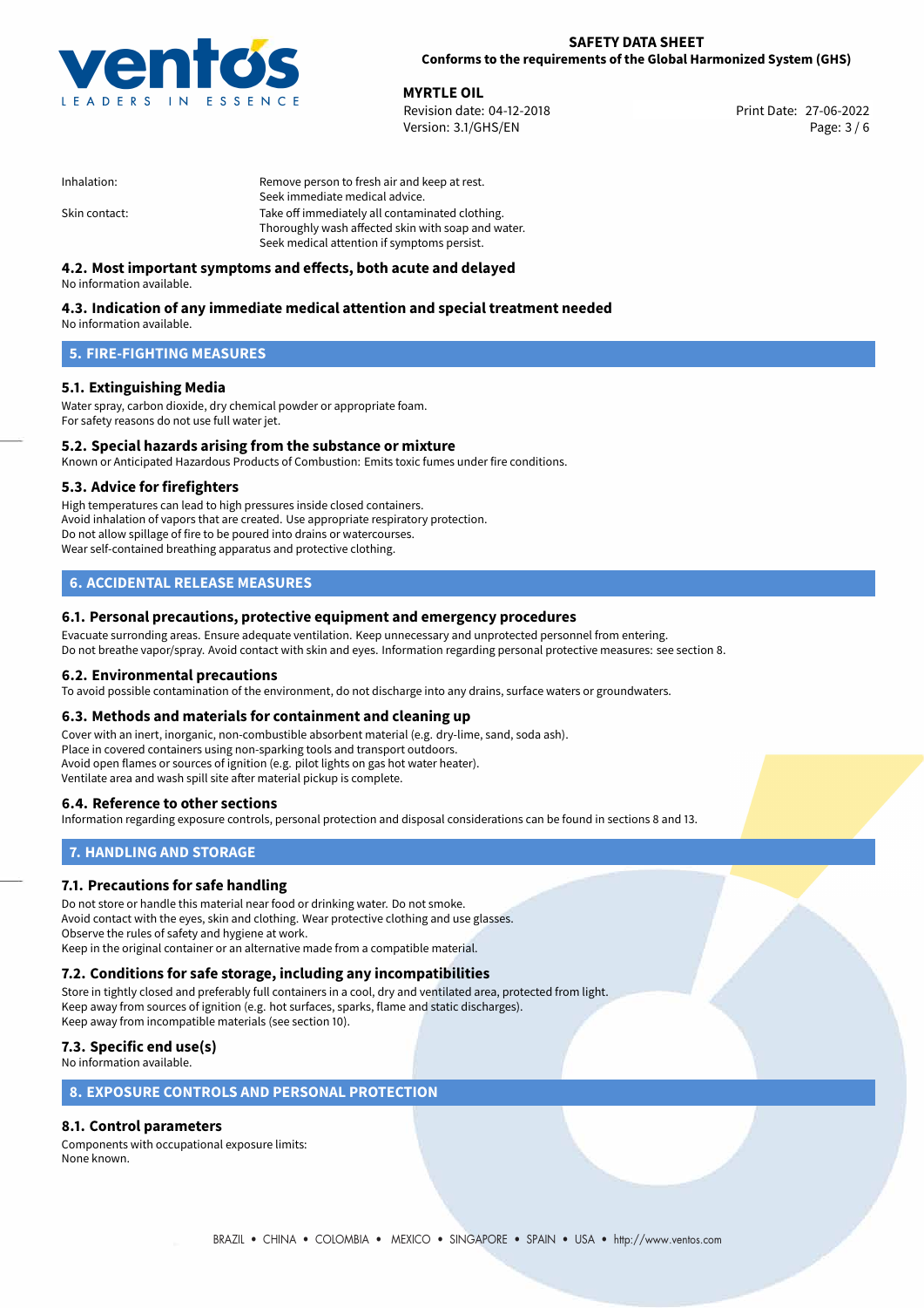| | |
|---|---|
| Inhalation: | Remove person to fresh air and keep at rest.<br>Seek immediate medical advice. |
| Skin contact: | Take off immediately all contaminated clothing.<br>Thoroughly wash affected skin with soap and water.<br>Seek medical attention if symptoms persist. |

### 4.2. Most important symptoms and effects, both acute and delayed

No information available.

### 4.3. Indication of any immediate medical attention and special treatment needed

No information available.

## 5. FIRE-FIGHTING MEASURES

### 5.1. Extinguishing Media

Water spray, carbon dioxide, dry chemical powder or appropriate foam.
For safety reasons do not use full water jet.

### 5.2. Special hazards arising from the substance or mixture

Known or Anticipated Hazardous Products of Combustion: Emits toxic fumes under fire conditions.

### 5.3. Advice for firefighters

High temperatures can lead to high pressures inside closed containers.
Avoid inhalation of vapors that are created. Use appropriate respiratory protection.
Do not allow spillage of fire to be poured into drains or watercourses.
Wear self-contained breathing apparatus and protective clothing.

## 6. ACCIDENTAL RELEASE MEASURES

### 6.1. Personal precautions, protective equipment and emergency procedures

Evacuate surronding areas. Ensure adequate ventilation. Keep unnecessary and unprotected personnel from entering.
Do not breathe vapor/spray. Avoid contact with skin and eyes. Information regarding personal protective measures: see section 8.

### 6.2. Environmental precautions

To avoid possible contamination of the environment, do not discharge into any drains, surface waters or groundwaters.

### 6.3. Methods and materials for containment and cleaning up

Cover with an inert, inorganic, non-combustible absorbent material (e.g. dry-lime, sand, soda ash).
Place in covered containers using non-sparking tools and transport outdoors.
Avoid open flames or sources of ignition (e.g. pilot lights on gas hot water heater).
Ventilate area and wash spill site after material pickup is complete.

### 6.4. Reference to other sections

Information regarding exposure controls, personal protection and disposal considerations can be found in sections 8 and 13.

## 7. HANDLING AND STORAGE

### 7.1. Precautions for safe handling

Do not store or handle this material near food or drinking water. Do not smoke.
Avoid contact with the eyes, skin and clothing. Wear protective clothing and use glasses.
Observe the rules of safety and hygiene at work.
Keep in the original container or an alternative made from a compatible material.

### 7.2. Conditions for safe storage, including any incompatibilities

Store in tightly closed and preferably full containers in a cool, dry and ventilated area, protected from light.
Keep away from sources of ignition (e.g. hot surfaces, sparks, flame and static discharges).
Keep away from incompatible materials (see section 10).

### 7.3. Specific end use(s)

No information available.

## 8. EXPOSURE CONTROLS AND PERSONAL PROTECTION

### 8.1. Control parameters

Components with occupational exposure limits:
None known.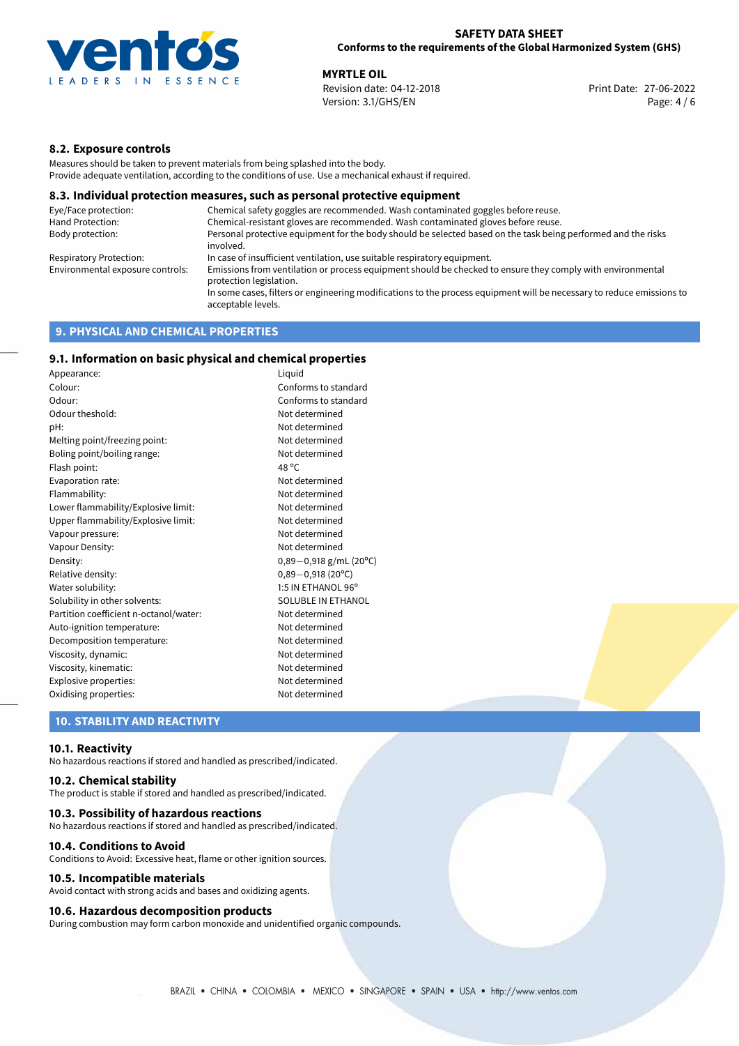### 8.2. Exposure controls

Measures should be taken to prevent materials from being splashed into the body.
Provide adequate ventilation, according to the conditions of use. Use a mechanical exhaust if required.

### 8.3. Individual protection measures, such as personal protective equipment

| | |
|---|---|
| Eye/Face protection: | Chemical safety goggles are recommended. Wash contaminated goggles before reuse. |
| Hand Protection: | Chemical-resistant gloves are recommended. Wash contaminated gloves before reuse. |
| Body protection: | Personal protective equipment for the body should be selected based on the task being performed and the risks involved. |
| Respiratory Protection: | In case of insufficient ventilation, use suitable respiratory equipment. |
| Environmental exposure controls: | Emissions from ventilation or process equipment should be checked to ensure they comply with environmental protection legislation. In some cases, filters or engineering modifications to the process equipment will be necessary to reduce emissions to acceptable levels. |

## 9. PHYSICAL AND CHEMICAL PROPERTIES

### 9.1. Information on basic physical and chemical properties

| | |
|---|---|
| Appearance: | Liquid |
| Colour: | Conforms to standard |
| Odour: | Conforms to standard |
| Odour theshold: | Not determined |
| pH: | Not determined |
| Melting point/freezing point: | Not determined |
| Boling point/boiling range: | Not determined |
| Flash point: | 48 °C |
| Evaporation rate: | Not determined |
| Flammability: | Not determined |
| Lower flammability/Explosive limit: | Not determined |
| Upper flammability/Explosive limit: | Not determined |
| Vapour pressure: | Not determined |
| Vapour Density: | Not determined |
| Density: | 0,89−0,918 g/mL (20°C) |
| Relative density: | 0,89−0,918 (20°C) |
| Water solubility: | 1:5 IN ETHANOL 96° |
| Solubility in other solvents: | SOLUBLE IN ETHANOL |
| Partition coefficient n-octanol/water: | Not determined |
| Auto-ignition temperature: | Not determined |
| Decomposition temperature: | Not determined |
| Viscosity, dynamic: | Not determined |
| Viscosity, kinematic: | Not determined |
| Explosive properties: | Not determined |
| Oxidising properties: | Not determined |

## 10. STABILITY AND REACTIVITY

### 10.1. Reactivity

No hazardous reactions if stored and handled as prescribed/indicated.

### 10.2. Chemical stability

The product is stable if stored and handled as prescribed/indicated.

### 10.3. Possibility of hazardous reactions

No hazardous reactions if stored and handled as prescribed/indicated.

### 10.4. Conditions to Avoid

Conditions to Avoid: Excessive heat, flame or other ignition sources.

### 10.5. Incompatible materials

Avoid contact with strong acids and bases and oxidizing agents.

### 10.6. Hazardous decomposition products

During combustion may form carbon monoxide and unidentified organic compounds.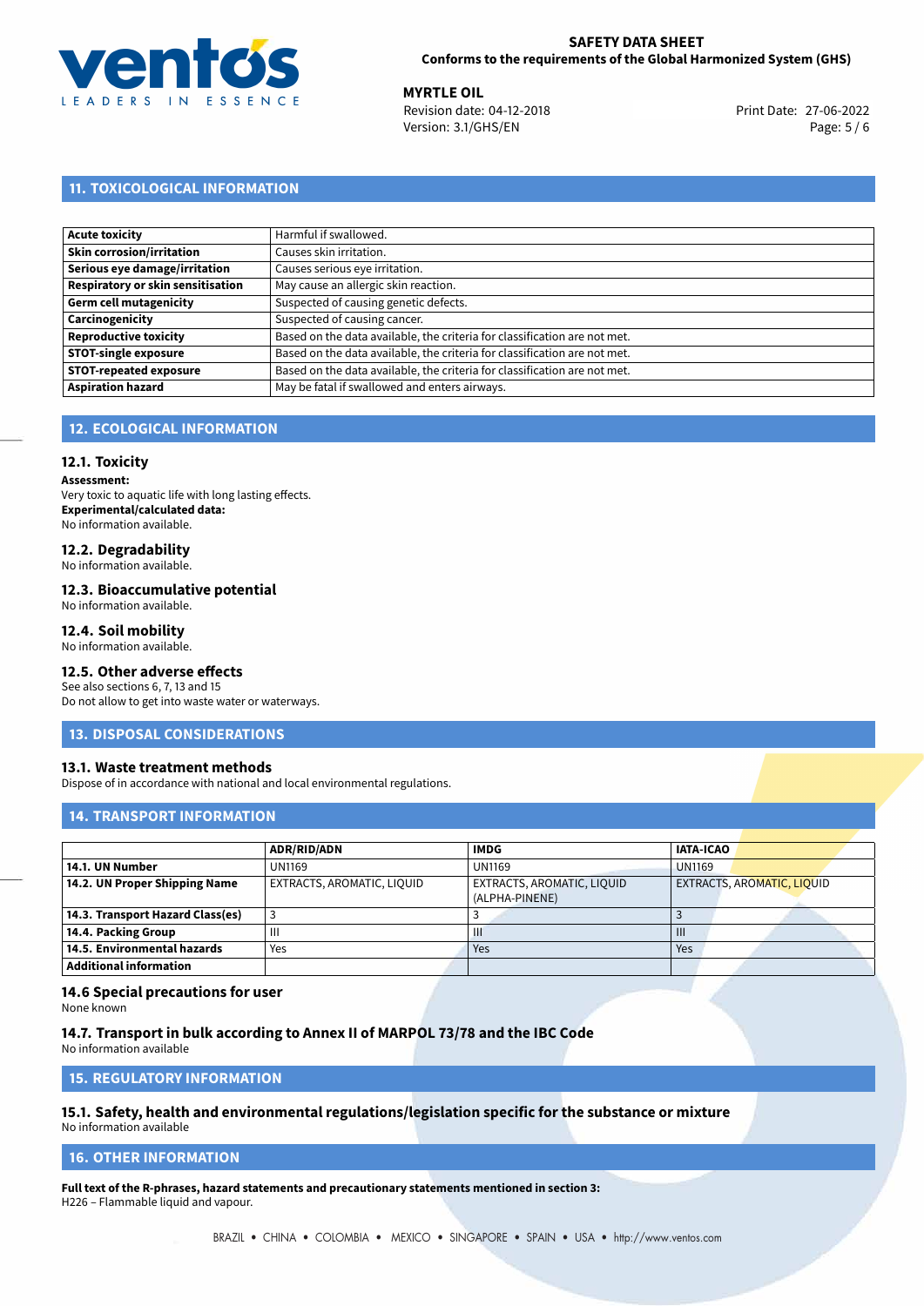## 11. TOXICOLOGICAL INFORMATION

| | |
|---|---|
| **Acute toxicity** | Harmful if swallowed. |
| **Skin corrosion/irritation** | Causes skin irritation. |
| **Serious eye damage/irritation** | Causes serious eye irritation. |
| **Respiratory or skin sensitisation** | May cause an allergic skin reaction. |
| **Germ cell mutagenicity** | Suspected of causing genetic defects. |
| **Carcinogenicity** | Suspected of causing cancer. |
| **Reproductive toxicity** | Based on the data available, the criteria for classification are not met. |
| **STOT-single exposure** | Based on the data available, the criteria for classification are not met. |
| **STOT-repeated exposure** | Based on the data available, the criteria for classification are not met. |
| **Aspiration hazard** | May be fatal if swallowed and enters airways. |

## 12. ECOLOGICAL INFORMATION

### 12.1. Toxicity

**Assessment:**
Very toxic to aquatic life with long lasting effects.
**Experimental/calculated data:**
No information available.

### 12.2. Degradability

No information available.

### 12.3. Bioaccumulative potential

No information available.

### 12.4. Soil mobility

No information available.

### 12.5. Other adverse effects

See also sections 6, 7, 13 and 15
Do not allow to get into waste water or waterways.

## 13. DISPOSAL CONSIDERATIONS

### 13.1. Waste treatment methods

Dispose of in accordance with national and local environmental regulations.

## 14. TRANSPORT INFORMATION

| | ADR/RID/ADN | IMDG | IATA-ICAO |
|---|---|---|---|
| **14.1. UN Number** | UN1169 | UN1169 | UN1169 |
| **14.2. UN Proper Shipping Name** | EXTRACTS, AROMATIC, LIQUID | EXTRACTS, AROMATIC, LIQUID (ALPHA-PINENE) | EXTRACTS, AROMATIC, LIQUID |
| **14.3. Transport Hazard Class(es)** | 3 | 3 | 3 |
| **14.4. Packing Group** | III | III | III |
| **14.5. Environmental hazards** | Yes | Yes | Yes |
| **Additional information** | | | |

### 14.6 Special precautions for user

None known

### 14.7. Transport in bulk according to Annex II of MARPOL 73/78 and the IBC Code

No information available

## 15. REGULATORY INFORMATION

### 15.1. Safety, health and environmental regulations/legislation specific for the substance or mixture

No information available

## 16. OTHER INFORMATION

**Full text of the R-phrases, hazard statements and precautionary statements mentioned in section 3:**
H226 – Flammable liquid and vapour.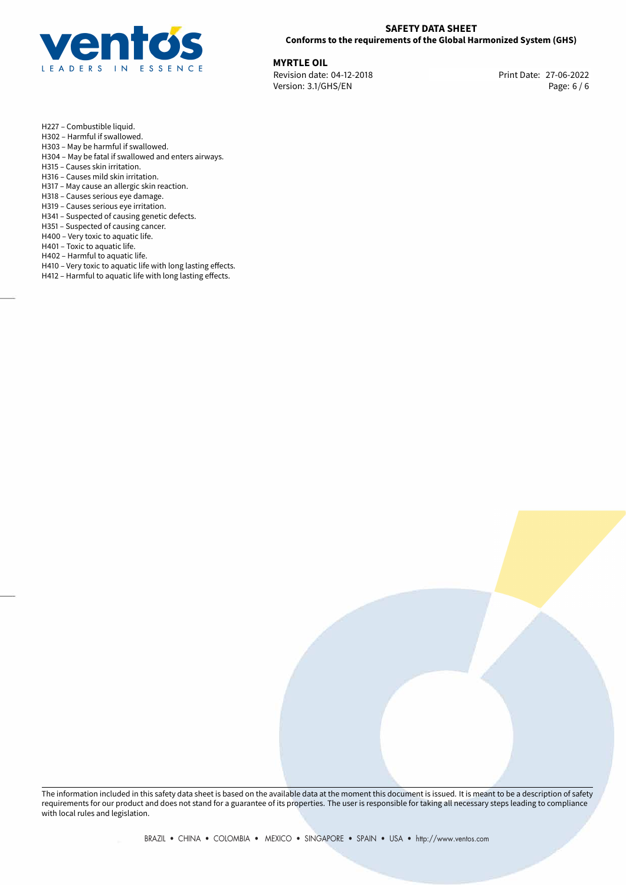H227 – Combustible liquid.
H302 – Harmful if swallowed.
H303 – May be harmful if swallowed.
H304 – May be fatal if swallowed and enters airways.
H315 – Causes skin irritation.
H316 – Causes mild skin irritation.
H317 – May cause an allergic skin reaction.
H318 – Causes serious eye damage.
H319 – Causes serious eye irritation.
H341 – Suspected of causing genetic defects.
H351 – Suspected of causing cancer.
H400 – Very toxic to aquatic life.
H401 – Toxic to aquatic life.
H402 – Harmful to aquatic life.
H410 – Very toxic to aquatic life with long lasting effects.
H412 – Harmful to aquatic life with long lasting effects.

The information included in this safety data sheet is based on the available data at the moment this document is issued. It is meant to be a description of safety requirements for our product and does not stand for a guarantee of its properties. The user is responsible for taking all necessary steps leading to compliance with local rules and legislation.